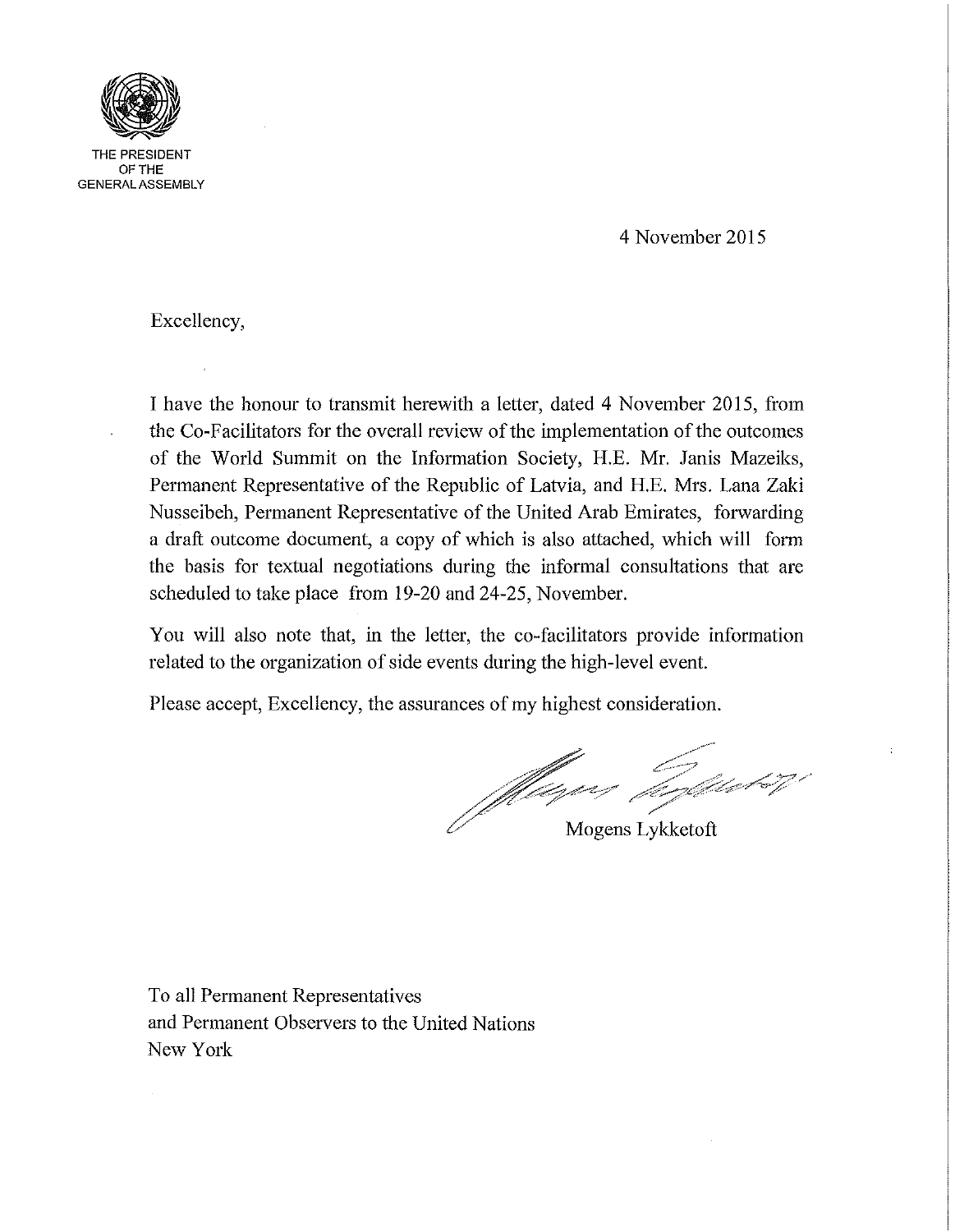THE PRESIDENT
OF THE
GENERAL ASSEMBLY

4 November 2015

Excellency,

I have the honour to transmit herewith a letter, dated 4 November 2015, from the Co-Facilitators for the overall review of the implementation of the outcomes of the World Summit on the Information Society, H.E. Mr. Janis Mazeiks, Permanent Representative of the Republic of Latvia, and H.E. Mrs. Lana Zaki Nusseibeh, Permanent Representative of the United Arab Emirates, forwarding a draft outcome document, a copy of which is also attached, which will form the basis for textual negotiations during the informal consultations that are scheduled to take place from 19-20 and 24-25, November.

You will also note that, in the letter, the co-facilitators provide information related to the organization of side events during the high-level event.

Please accept, Excellency, the assurances of my highest consideration.

Mogens Lykketoft

To all Permanent Representatives
and Permanent Observers to the United Nations
New York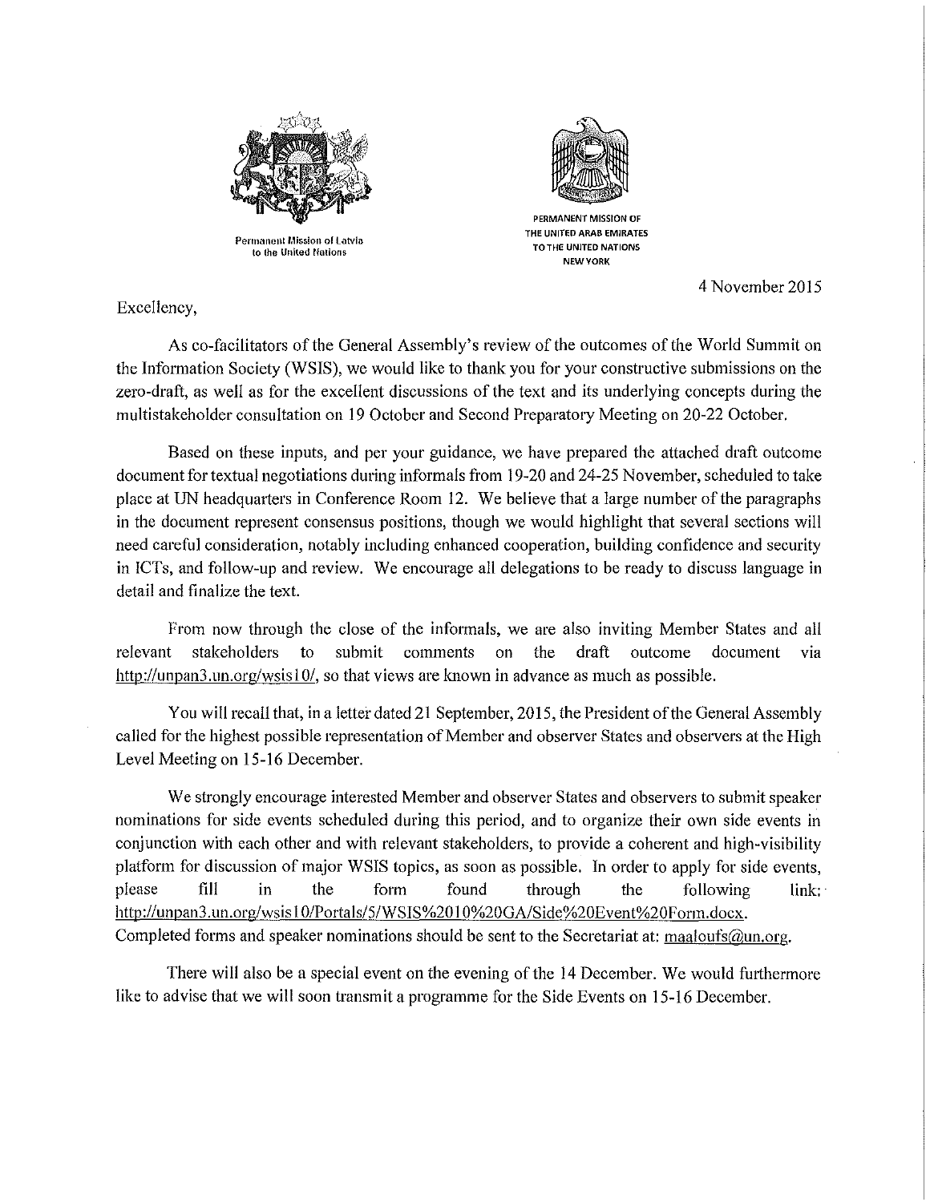Permanent Mission of Latvia to the United Nations

PERMANENT MISSION OF THE UNITED ARAB EMIRATES TO THE UNITED NATIONS NEW YORK

4 November 2015

Excellency,

As co-facilitators of the General Assembly's review of the outcomes of the World Summit on the Information Society (WSIS), we would like to thank you for your constructive submissions on the zero-draft, as well as for the excellent discussions of the text and its underlying concepts during the multistakeholder consultation on 19 October and Second Preparatory Meeting on 20-22 October.

Based on these inputs, and per your guidance, we have prepared the attached draft outcome document for textual negotiations during informals from 19-20 and 24-25 November, scheduled to take place at UN headquarters in Conference Room 12. We believe that a large number of the paragraphs in the document represent consensus positions, though we would highlight that several sections will need careful consideration, notably including enhanced cooperation, building confidence and security in ICTs, and follow-up and review. We encourage all delegations to be ready to discuss language in detail and finalize the text.

From now through the close of the informals, we are also inviting Member States and all relevant stakeholders to submit comments on the draft outcome document via http://unpan3.un.org/wsis10/, so that views are known in advance as much as possible.

You will recall that, in a letter dated 21 September, 2015, the President of the General Assembly called for the highest possible representation of Member and observer States and observers at the High Level Meeting on 15-16 December.

We strongly encourage interested Member and observer States and observers to submit speaker nominations for side events scheduled during this period, and to organize their own side events in conjunction with each other and with relevant stakeholders, to provide a coherent and high-visibility platform for discussion of major WSIS topics, as soon as possible. In order to apply for side events, please fill in the form found through the following link: http://unpan3.un.org/wsis10/Portals/5/WSIS%2010%20GA/Side%20Event%20Form.docx. Completed forms and speaker nominations should be sent to the Secretariat at: maaloufs@un.org.

There will also be a special event on the evening of the 14 December. We would furthermore like to advise that we will soon transmit a programme for the Side Events on 15-16 December.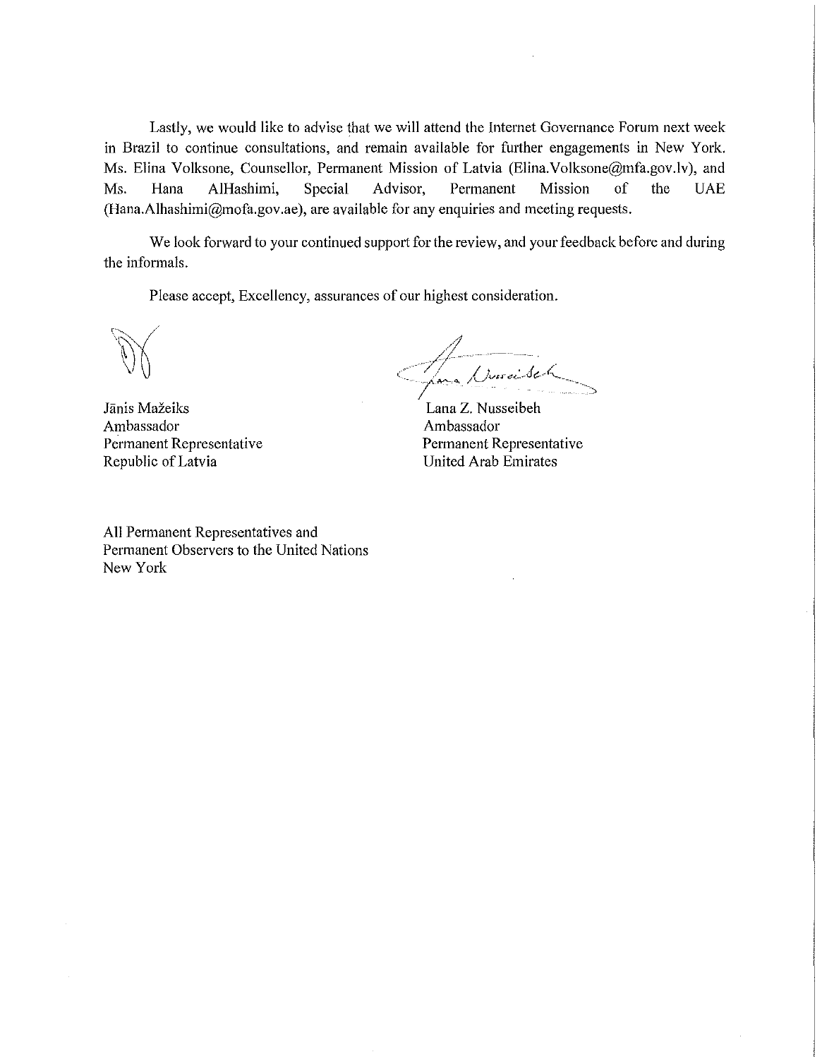Lastly, we would like to advise that we will attend the Internet Governance Forum next week in Brazil to continue consultations, and remain available for further engagements in New York. Ms. Elina Volksone, Counsellor, Permanent Mission of Latvia (Elina.Volksone@mfa.gov.lv), and Ms. Hana AlHashimi, Special Advisor, Permanent Mission of the UAE (Hana.Alhashimi@mofa.gov.ae), are available for any enquiries and meeting requests.

We look forward to your continued support for the review, and your feedback before and during the informals.

Please accept, Excellency, assurances of our highest consideration.

Jānis Mažeiks
Ambassador
Permanent Representative
Republic of Latvia

Lana Z. Nusseibeh
Ambassador
Permanent Representative
United Arab Emirates

All Permanent Representatives and
Permanent Observers to the United Nations
New York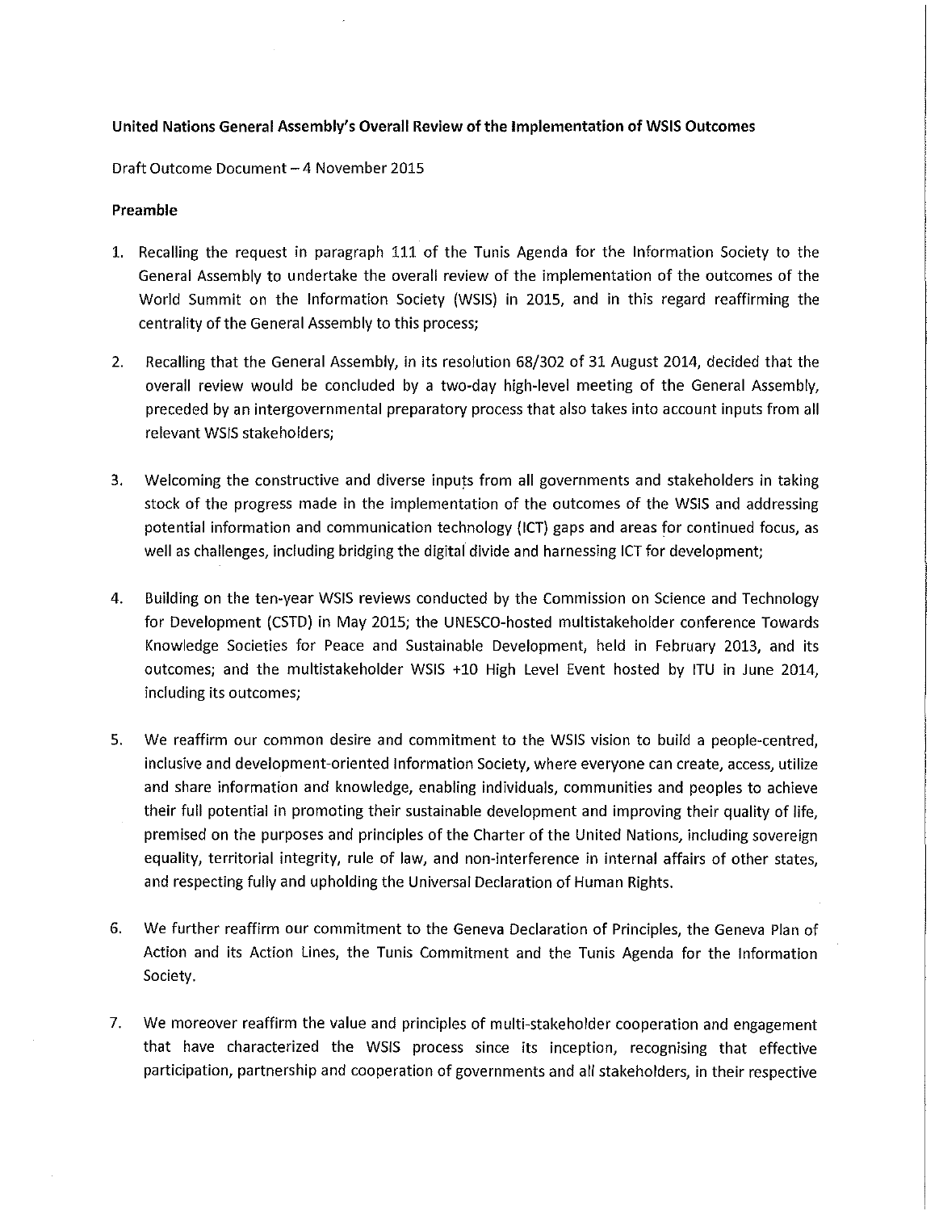**United Nations General Assembly's Overall Review of the Implementation of WSIS Outcomes**

Draft Outcome Document – 4 November 2015

**Preamble**

1. Recalling the request in paragraph 111 of the Tunis Agenda for the Information Society to the General Assembly to undertake the overall review of the implementation of the outcomes of the World Summit on the Information Society (WSIS) in 2015, and in this regard reaffirming the centrality of the General Assembly to this process;

2. Recalling that the General Assembly, in its resolution 68/302 of 31 August 2014, decided that the overall review would be concluded by a two-day high-level meeting of the General Assembly, preceded by an intergovernmental preparatory process that also takes into account inputs from all relevant WSIS stakeholders;

3. Welcoming the constructive and diverse inputs from all governments and stakeholders in taking stock of the progress made in the implementation of the outcomes of the WSIS and addressing potential information and communication technology (ICT) gaps and areas for continued focus, as well as challenges, including bridging the digital divide and harnessing ICT for development;

4. Building on the ten-year WSIS reviews conducted by the Commission on Science and Technology for Development (CSTD) in May 2015; the UNESCO-hosted multistakeholder conference Towards Knowledge Societies for Peace and Sustainable Development, held in February 2013, and its outcomes; and the multistakeholder WSIS +10 High Level Event hosted by ITU in June 2014, including its outcomes;

5. We reaffirm our common desire and commitment to the WSIS vision to build a people-centred, inclusive and development-oriented Information Society, where everyone can create, access, utilize and share information and knowledge, enabling individuals, communities and peoples to achieve their full potential in promoting their sustainable development and improving their quality of life, premised on the purposes and principles of the Charter of the United Nations, including sovereign equality, territorial integrity, rule of law, and non-interference in internal affairs of other states, and respecting fully and upholding the Universal Declaration of Human Rights.

6. We further reaffirm our commitment to the Geneva Declaration of Principles, the Geneva Plan of Action and its Action Lines, the Tunis Commitment and the Tunis Agenda for the Information Society.

7. We moreover reaffirm the value and principles of multi-stakeholder cooperation and engagement that have characterized the WSIS process since its inception, recognising that effective participation, partnership and cooperation of governments and all stakeholders, in their respective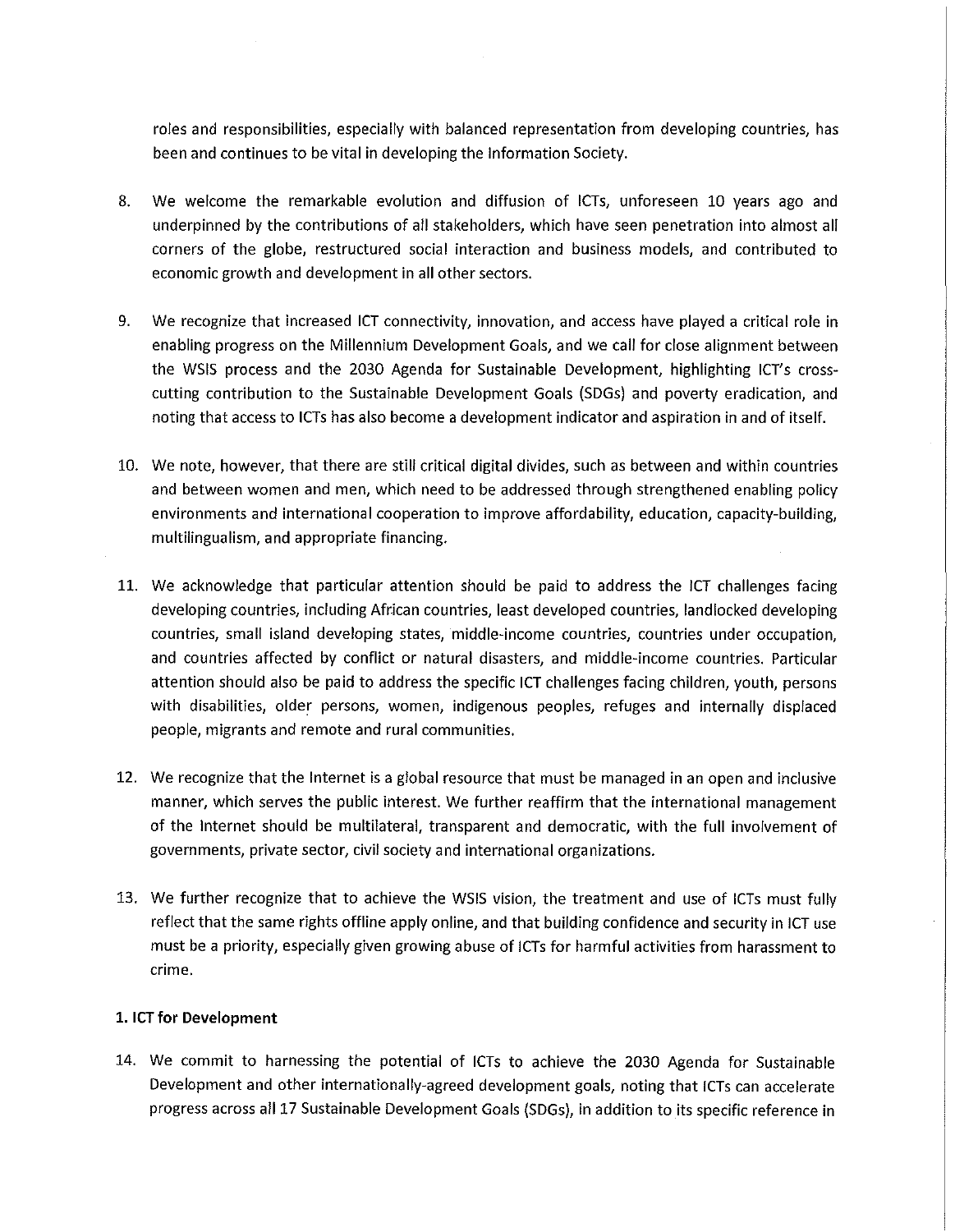roles and responsibilities, especially with balanced representation from developing countries, has been and continues to be vital in developing the Information Society.

8. We welcome the remarkable evolution and diffusion of ICTs, unforeseen 10 years ago and underpinned by the contributions of all stakeholders, which have seen penetration into almost all corners of the globe, restructured social interaction and business models, and contributed to economic growth and development in all other sectors.

9. We recognize that increased ICT connectivity, innovation, and access have played a critical role in enabling progress on the Millennium Development Goals, and we call for close alignment between the WSIS process and the 2030 Agenda for Sustainable Development, highlighting ICT's cross-cutting contribution to the Sustainable Development Goals (SDGs) and poverty eradication, and noting that access to ICTs has also become a development indicator and aspiration in and of itself.

10. We note, however, that there are still critical digital divides, such as between and within countries and between women and men, which need to be addressed through strengthened enabling policy environments and international cooperation to improve affordability, education, capacity-building, multilingualism, and appropriate financing.

11. We acknowledge that particular attention should be paid to address the ICT challenges facing developing countries, including African countries, least developed countries, landlocked developing countries, small island developing states, middle-income countries, countries under occupation, and countries affected by conflict or natural disasters, and middle-income countries. Particular attention should also be paid to address the specific ICT challenges facing children, youth, persons with disabilities, older persons, women, indigenous peoples, refuges and internally displaced people, migrants and remote and rural communities.

12. We recognize that the Internet is a global resource that must be managed in an open and inclusive manner, which serves the public interest. We further reaffirm that the international management of the Internet should be multilateral, transparent and democratic, with the full involvement of governments, private sector, civil society and international organizations.

13. We further recognize that to achieve the WSIS vision, the treatment and use of ICTs must fully reflect that the same rights offline apply online, and that building confidence and security in ICT use must be a priority, especially given growing abuse of ICTs for harmful activities from harassment to crime.

**1. ICT for Development**

14. We commit to harnessing the potential of ICTs to achieve the 2030 Agenda for Sustainable Development and other internationally-agreed development goals, noting that ICTs can accelerate progress across all 17 Sustainable Development Goals (SDGs), in addition to its specific reference in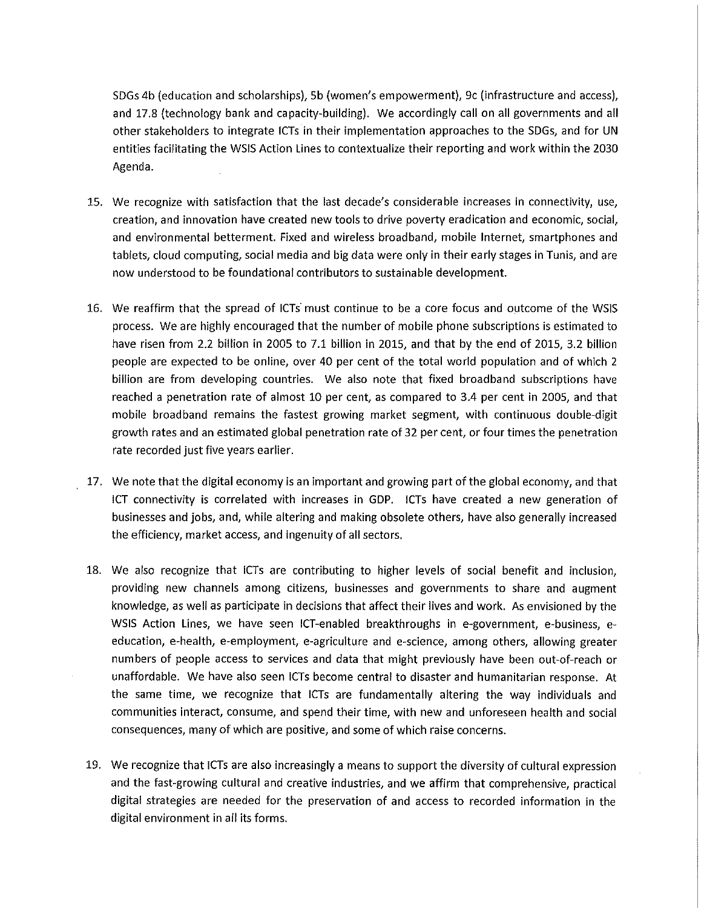SDGs 4b (education and scholarships), 5b (women's empowerment), 9c (infrastructure and access), and 17.8 (technology bank and capacity-building). We accordingly call on all governments and all other stakeholders to integrate ICTs in their implementation approaches to the SDGs, and for UN entities facilitating the WSIS Action Lines to contextualize their reporting and work within the 2030 Agenda.

15. We recognize with satisfaction that the last decade's considerable increases in connectivity, use, creation, and innovation have created new tools to drive poverty eradication and economic, social, and environmental betterment. Fixed and wireless broadband, mobile Internet, smartphones and tablets, cloud computing, social media and big data were only in their early stages in Tunis, and are now understood to be foundational contributors to sustainable development.

16. We reaffirm that the spread of ICTs must continue to be a core focus and outcome of the WSIS process. We are highly encouraged that the number of mobile phone subscriptions is estimated to have risen from 2.2 billion in 2005 to 7.1 billion in 2015, and that by the end of 2015, 3.2 billion people are expected to be online, over 40 per cent of the total world population and of which 2 billion are from developing countries. We also note that fixed broadband subscriptions have reached a penetration rate of almost 10 per cent, as compared to 3.4 per cent in 2005, and that mobile broadband remains the fastest growing market segment, with continuous double-digit growth rates and an estimated global penetration rate of 32 per cent, or four times the penetration rate recorded just five years earlier.

17. We note that the digital economy is an important and growing part of the global economy, and that ICT connectivity is correlated with increases in GDP. ICTs have created a new generation of businesses and jobs, and, while altering and making obsolete others, have also generally increased the efficiency, market access, and ingenuity of all sectors.

18. We also recognize that ICTs are contributing to higher levels of social benefit and inclusion, providing new channels among citizens, businesses and governments to share and augment knowledge, as well as participate in decisions that affect their lives and work. As envisioned by the WSIS Action Lines, we have seen ICT-enabled breakthroughs in e-government, e-business, e-education, e-health, e-employment, e-agriculture and e-science, among others, allowing greater numbers of people access to services and data that might previously have been out-of-reach or unaffordable. We have also seen ICTs become central to disaster and humanitarian response. At the same time, we recognize that ICTs are fundamentally altering the way individuals and communities interact, consume, and spend their time, with new and unforeseen health and social consequences, many of which are positive, and some of which raise concerns.

19. We recognize that ICTs are also increasingly a means to support the diversity of cultural expression and the fast-growing cultural and creative industries, and we affirm that comprehensive, practical digital strategies are needed for the preservation of and access to recorded information in the digital environment in all its forms.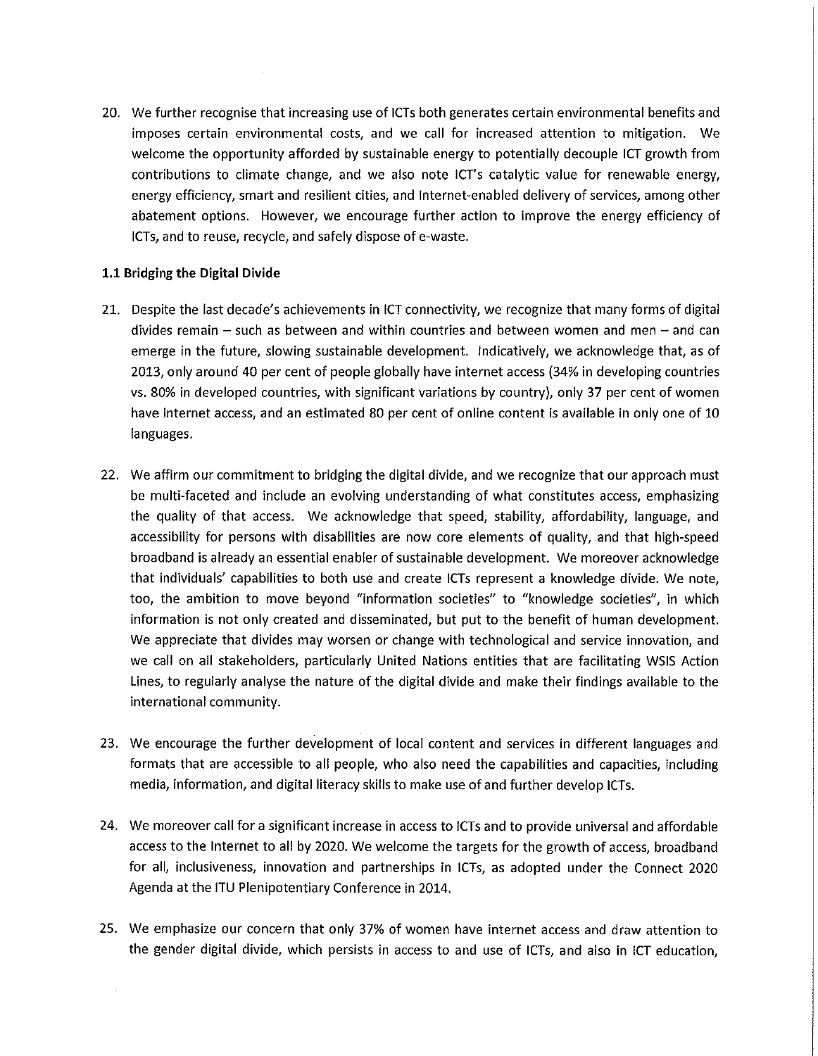20. We further recognise that increasing use of ICTs both generates certain environmental benefits and imposes certain environmental costs, and we call for increased attention to mitigation. We welcome the opportunity afforded by sustainable energy to potentially decouple ICT growth from contributions to climate change, and we also note ICT's catalytic value for renewable energy, energy efficiency, smart and resilient cities, and Internet-enabled delivery of services, among other abatement options. However, we encourage further action to improve the energy efficiency of ICTs, and to reuse, recycle, and safely dispose of e-waste.

**1.1 Bridging the Digital Divide**

21. Despite the last decade's achievements in ICT connectivity, we recognize that many forms of digital divides remain – such as between and within countries and between women and men – and can emerge in the future, slowing sustainable development. Indicatively, we acknowledge that, as of 2013, only around 40 per cent of people globally have internet access (34% in developing countries vs. 80% in developed countries, with significant variations by country), only 37 per cent of women have internet access, and an estimated 80 per cent of online content is available in only one of 10 languages.

22. We affirm our commitment to bridging the digital divide, and we recognize that our approach must be multi-faceted and include an evolving understanding of what constitutes access, emphasizing the quality of that access. We acknowledge that speed, stability, affordability, language, and accessibility for persons with disabilities are now core elements of quality, and that high-speed broadband is already an essential enabler of sustainable development. We moreover acknowledge that individuals' capabilities to both use and create ICTs represent a knowledge divide. We note, too, the ambition to move beyond "information societies" to "knowledge societies", in which information is not only created and disseminated, but put to the benefit of human development. We appreciate that divides may worsen or change with technological and service innovation, and we call on all stakeholders, particularly United Nations entities that are facilitating WSIS Action Lines, to regularly analyse the nature of the digital divide and make their findings available to the international community.

23. We encourage the further development of local content and services in different languages and formats that are accessible to all people, who also need the capabilities and capacities, including media, information, and digital literacy skills to make use of and further develop ICTs.

24. We moreover call for a significant increase in access to ICTs and to provide universal and affordable access to the Internet to all by 2020. We welcome the targets for the growth of access, broadband for all, inclusiveness, innovation and partnerships in ICTs, as adopted under the Connect 2020 Agenda at the ITU Plenipotentiary Conference in 2014.

25. We emphasize our concern that only 37% of women have internet access and draw attention to the gender digital divide, which persists in access to and use of ICTs, and also in ICT education,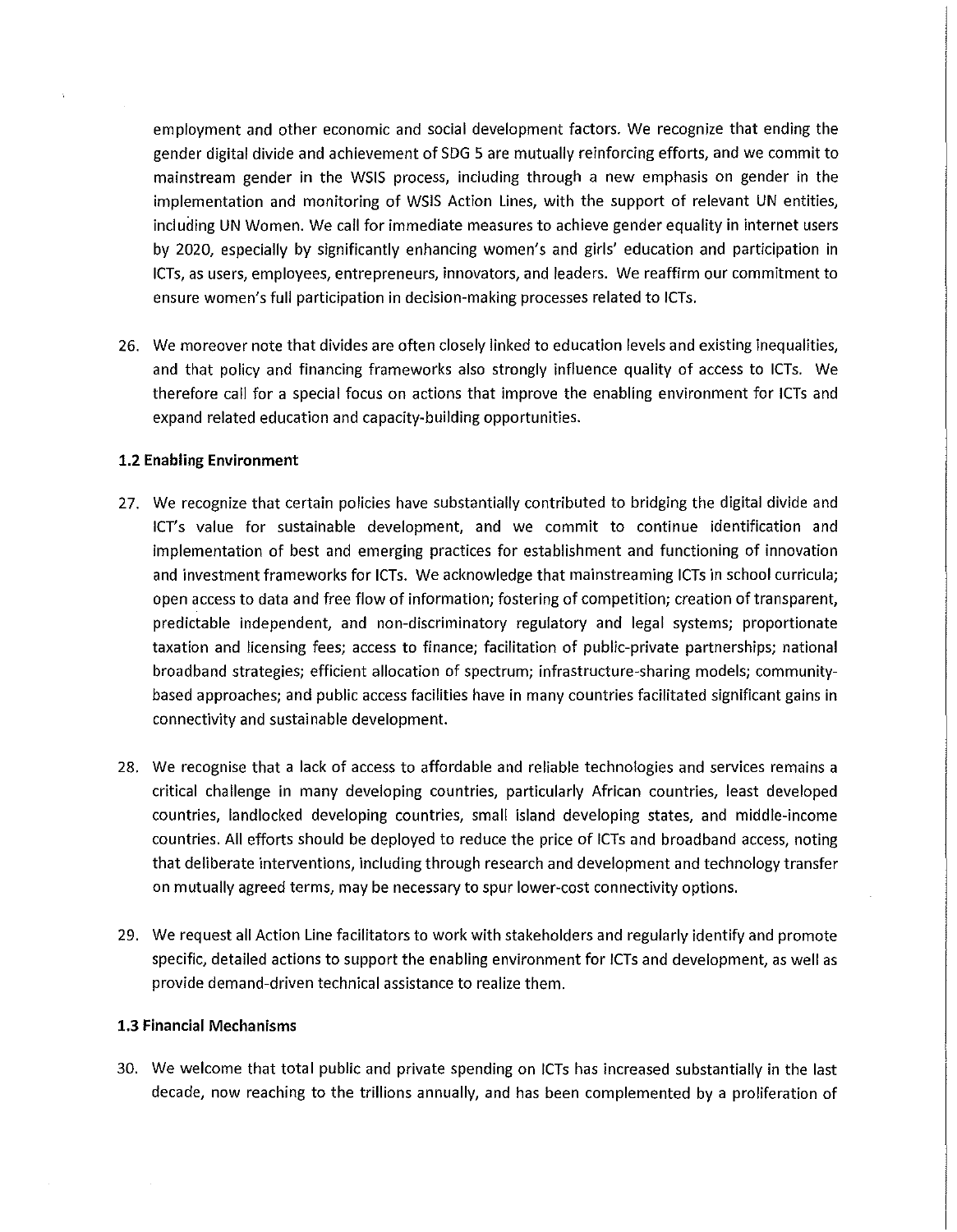employment and other economic and social development factors. We recognize that ending the gender digital divide and achievement of SDG 5 are mutually reinforcing efforts, and we commit to mainstream gender in the WSIS process, including through a new emphasis on gender in the implementation and monitoring of WSIS Action Lines, with the support of relevant UN entities, including UN Women. We call for immediate measures to achieve gender equality in internet users by 2020, especially by significantly enhancing women's and girls' education and participation in ICTs, as users, employees, entrepreneurs, innovators, and leaders. We reaffirm our commitment to ensure women's full participation in decision-making processes related to ICTs.

26. We moreover note that divides are often closely linked to education levels and existing inequalities, and that policy and financing frameworks also strongly influence quality of access to ICTs. We therefore call for a special focus on actions that improve the enabling environment for ICTs and expand related education and capacity-building opportunities.

**1.2 Enabling Environment**

27. We recognize that certain policies have substantially contributed to bridging the digital divide and ICT's value for sustainable development, and we commit to continue identification and implementation of best and emerging practices for establishment and functioning of innovation and investment frameworks for ICTs. We acknowledge that mainstreaming ICTs in school curricula; open access to data and free flow of information; fostering of competition; creation of transparent, predictable independent, and non-discriminatory regulatory and legal systems; proportionate taxation and licensing fees; access to finance; facilitation of public-private partnerships; national broadband strategies; efficient allocation of spectrum; infrastructure-sharing models; community-based approaches; and public access facilities have in many countries facilitated significant gains in connectivity and sustainable development.

28. We recognise that a lack of access to affordable and reliable technologies and services remains a critical challenge in many developing countries, particularly African countries, least developed countries, landlocked developing countries, small island developing states, and middle-income countries. All efforts should be deployed to reduce the price of ICTs and broadband access, noting that deliberate interventions, including through research and development and technology transfer on mutually agreed terms, may be necessary to spur lower-cost connectivity options.

29. We request all Action Line facilitators to work with stakeholders and regularly identify and promote specific, detailed actions to support the enabling environment for ICTs and development, as well as provide demand-driven technical assistance to realize them.

**1.3 Financial Mechanisms**

30. We welcome that total public and private spending on ICTs has increased substantially in the last decade, now reaching to the trillions annually, and has been complemented by a proliferation of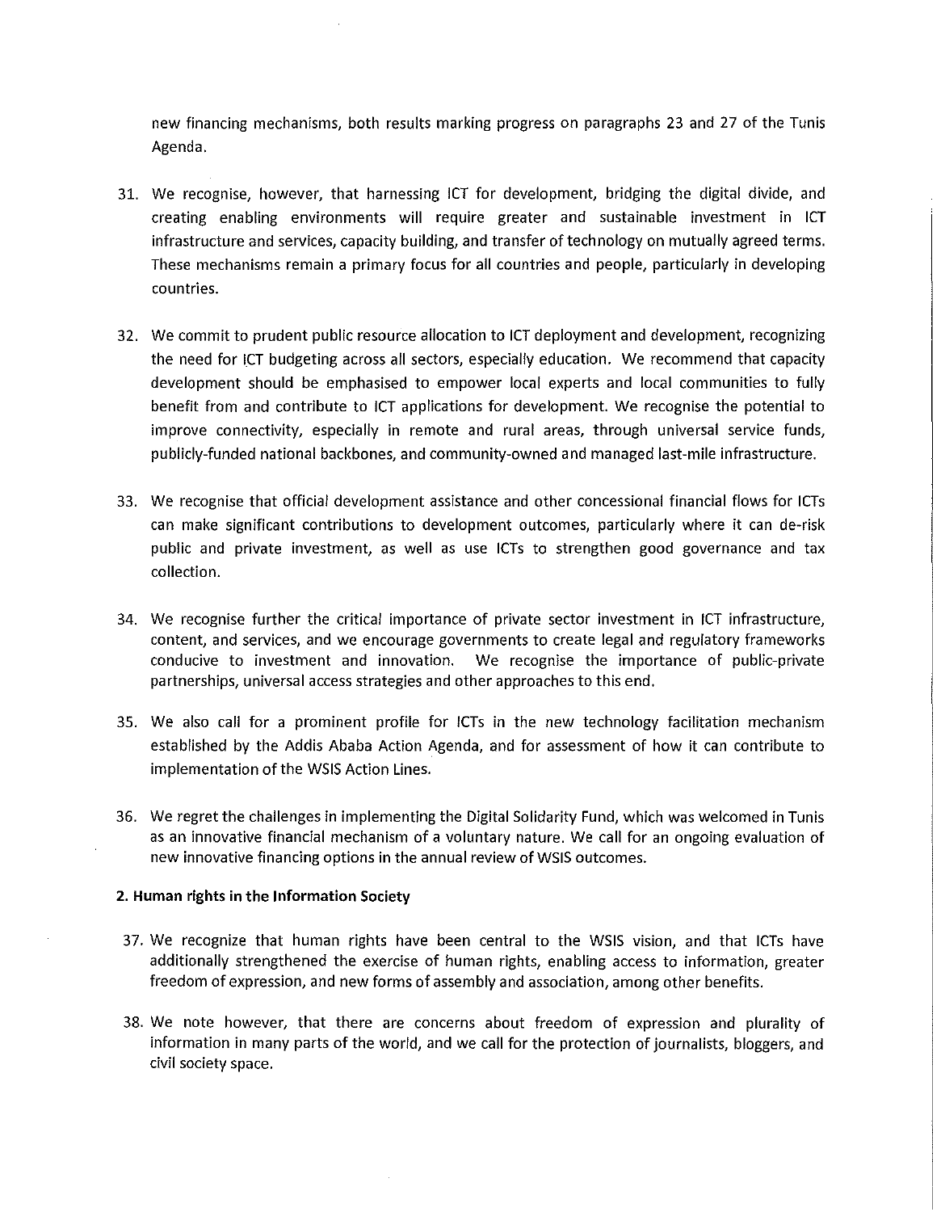new financing mechanisms, both results marking progress on paragraphs 23 and 27 of the Tunis Agenda.

31. We recognise, however, that harnessing ICT for development, bridging the digital divide, and creating enabling environments will require greater and sustainable investment in ICT infrastructure and services, capacity building, and transfer of technology on mutually agreed terms. These mechanisms remain a primary focus for all countries and people, particularly in developing countries.

32. We commit to prudent public resource allocation to ICT deployment and development, recognizing the need for ICT budgeting across all sectors, especially education. We recommend that capacity development should be emphasised to empower local experts and local communities to fully benefit from and contribute to ICT applications for development. We recognise the potential to improve connectivity, especially in remote and rural areas, through universal service funds, publicly-funded national backbones, and community-owned and managed last-mile infrastructure.

33. We recognise that official development assistance and other concessional financial flows for ICTs can make significant contributions to development outcomes, particularly where it can de-risk public and private investment, as well as use ICTs to strengthen good governance and tax collection.

34. We recognise further the critical importance of private sector investment in ICT infrastructure, content, and services, and we encourage governments to create legal and regulatory frameworks conducive to investment and innovation. We recognise the importance of public-private partnerships, universal access strategies and other approaches to this end.

35. We also call for a prominent profile for ICTs in the new technology facilitation mechanism established by the Addis Ababa Action Agenda, and for assessment of how it can contribute to implementation of the WSIS Action Lines.

36. We regret the challenges in implementing the Digital Solidarity Fund, which was welcomed in Tunis as an innovative financial mechanism of a voluntary nature. We call for an ongoing evaluation of new innovative financing options in the annual review of WSIS outcomes.

**2. Human rights in the Information Society**

37. We recognize that human rights have been central to the WSIS vision, and that ICTs have additionally strengthened the exercise of human rights, enabling access to information, greater freedom of expression, and new forms of assembly and association, among other benefits.

38. We note however, that there are concerns about freedom of expression and plurality of information in many parts of the world, and we call for the protection of journalists, bloggers, and civil society space.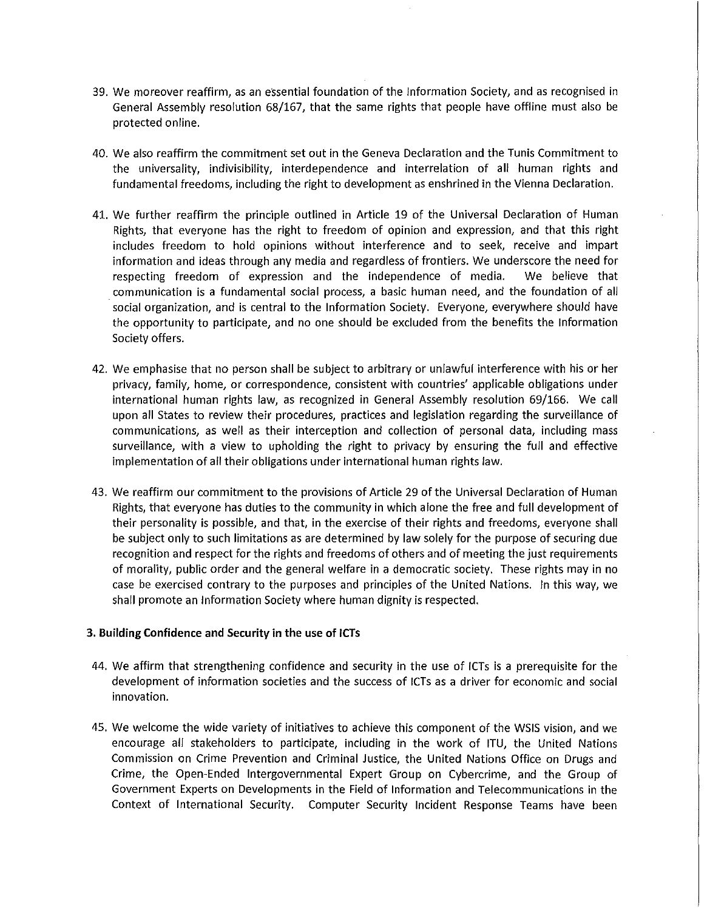39. We moreover reaffirm, as an essential foundation of the Information Society, and as recognised in General Assembly resolution 68/167, that the same rights that people have offline must also be protected online.

40. We also reaffirm the commitment set out in the Geneva Declaration and the Tunis Commitment to the universality, indivisibility, interdependence and interrelation of all human rights and fundamental freedoms, including the right to development as enshrined in the Vienna Declaration.

41. We further reaffirm the principle outlined in Article 19 of the Universal Declaration of Human Rights, that everyone has the right to freedom of opinion and expression, and that this right includes freedom to hold opinions without interference and to seek, receive and impart information and ideas through any media and regardless of frontiers. We underscore the need for respecting freedom of expression and the independence of media. We believe that communication is a fundamental social process, a basic human need, and the foundation of all social organization, and is central to the Information Society. Everyone, everywhere should have the opportunity to participate, and no one should be excluded from the benefits the Information Society offers.

42. We emphasise that no person shall be subject to arbitrary or unlawful interference with his or her privacy, family, home, or correspondence, consistent with countries' applicable obligations under international human rights law, as recognized in General Assembly resolution 69/166. We call upon all States to review their procedures, practices and legislation regarding the surveillance of communications, as well as their interception and collection of personal data, including mass surveillance, with a view to upholding the right to privacy by ensuring the full and effective implementation of all their obligations under international human rights law.

43. We reaffirm our commitment to the provisions of Article 29 of the Universal Declaration of Human Rights, that everyone has duties to the community in which alone the free and full development of their personality is possible, and that, in the exercise of their rights and freedoms, everyone shall be subject only to such limitations as are determined by law solely for the purpose of securing due recognition and respect for the rights and freedoms of others and of meeting the just requirements of morality, public order and the general welfare in a democratic society. These rights may in no case be exercised contrary to the purposes and principles of the United Nations. In this way, we shall promote an Information Society where human dignity is respected.

### 3. Building Confidence and Security in the use of ICTs

44. We affirm that strengthening confidence and security in the use of ICTs is a prerequisite for the development of information societies and the success of ICTs as a driver for economic and social innovation.

45. We welcome the wide variety of initiatives to achieve this component of the WSIS vision, and we encourage all stakeholders to participate, including in the work of ITU, the United Nations Commission on Crime Prevention and Criminal Justice, the United Nations Office on Drugs and Crime, the Open-Ended Intergovernmental Expert Group on Cybercrime, and the Group of Government Experts on Developments in the Field of Information and Telecommunications in the Context of International Security. Computer Security Incident Response Teams have been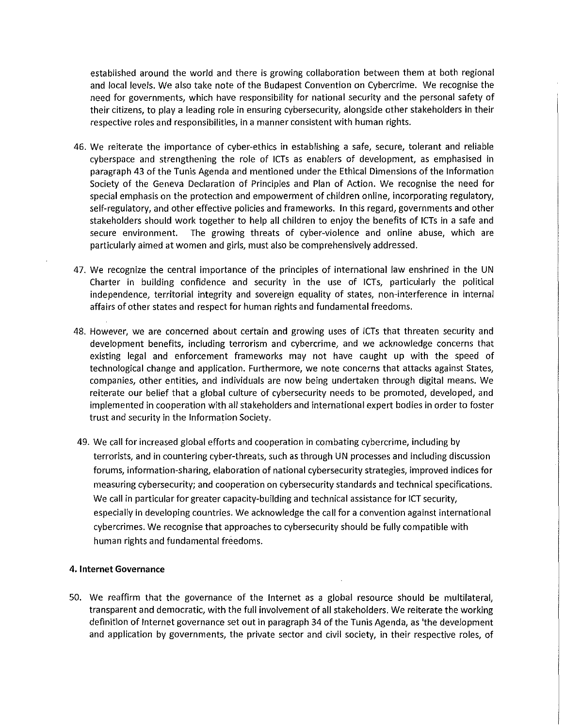established around the world and there is growing collaboration between them at both regional and local levels. We also take note of the Budapest Convention on Cybercrime. We recognise the need for governments, which have responsibility for national security and the personal safety of their citizens, to play a leading role in ensuring cybersecurity, alongside other stakeholders in their respective roles and responsibilities, in a manner consistent with human rights.

46. We reiterate the importance of cyber-ethics in establishing a safe, secure, tolerant and reliable cyberspace and strengthening the role of ICTs as enablers of development, as emphasised in paragraph 43 of the Tunis Agenda and mentioned under the Ethical Dimensions of the Information Society of the Geneva Declaration of Principles and Plan of Action. We recognise the need for special emphasis on the protection and empowerment of children online, incorporating regulatory, self-regulatory, and other effective policies and frameworks. In this regard, governments and other stakeholders should work together to help all children to enjoy the benefits of ICTs in a safe and secure environment. The growing threats of cyber-violence and online abuse, which are particularly aimed at women and girls, must also be comprehensively addressed.

47. We recognize the central importance of the principles of international law enshrined in the UN Charter in building confidence and security in the use of ICTs, particularly the political independence, territorial integrity and sovereign equality of states, non-interference in internal affairs of other states and respect for human rights and fundamental freedoms.

48. However, we are concerned about certain and growing uses of ICTs that threaten security and development benefits, including terrorism and cybercrime, and we acknowledge concerns that existing legal and enforcement frameworks may not have caught up with the speed of technological change and application. Furthermore, we note concerns that attacks against States, companies, other entities, and individuals are now being undertaken through digital means. We reiterate our belief that a global culture of cybersecurity needs to be promoted, developed, and implemented in cooperation with all stakeholders and international expert bodies in order to foster trust and security in the Information Society.

49. We call for increased global efforts and cooperation in combating cybercrime, including by terrorists, and in countering cyber-threats, such as through UN processes and including discussion forums, information-sharing, elaboration of national cybersecurity strategies, improved indices for measuring cybersecurity; and cooperation on cybersecurity standards and technical specifications. We call in particular for greater capacity-building and technical assistance for ICT security, especially in developing countries. We acknowledge the call for a convention against international cybercrimes. We recognise that approaches to cybersecurity should be fully compatible with human rights and fundamental freedoms.

#### 4. Internet Governance

50. We reaffirm that the governance of the Internet as a global resource should be multilateral, transparent and democratic, with the full involvement of all stakeholders. We reiterate the working definition of Internet governance set out in paragraph 34 of the Tunis Agenda, as 'the development and application by governments, the private sector and civil society, in their respective roles, of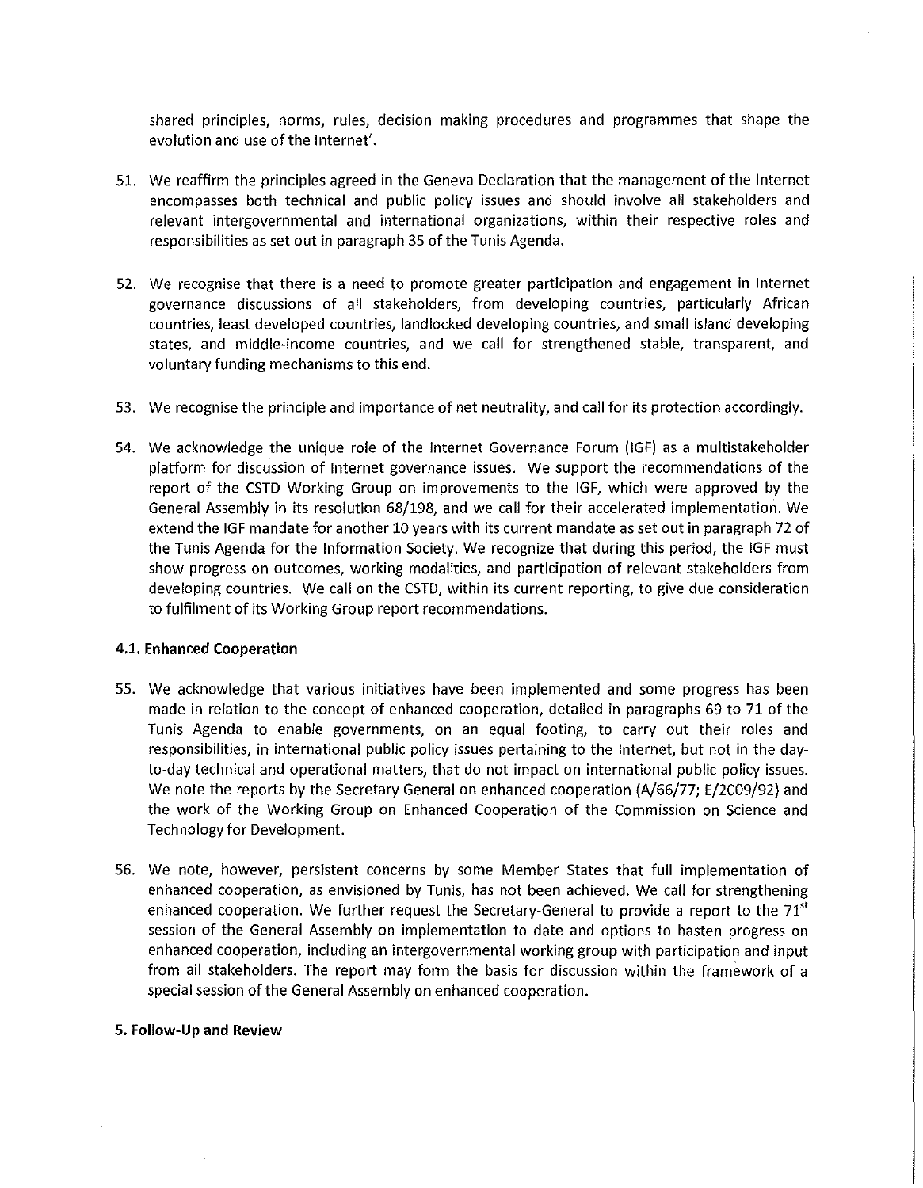shared principles, norms, rules, decision making procedures and programmes that shape the evolution and use of the Internet'.

51. We reaffirm the principles agreed in the Geneva Declaration that the management of the Internet encompasses both technical and public policy issues and should involve all stakeholders and relevant intergovernmental and international organizations, within their respective roles and responsibilities as set out in paragraph 35 of the Tunis Agenda.

52. We recognise that there is a need to promote greater participation and engagement in Internet governance discussions of all stakeholders, from developing countries, particularly African countries, least developed countries, landlocked developing countries, and small island developing states, and middle-income countries, and we call for strengthened stable, transparent, and voluntary funding mechanisms to this end.

53. We recognise the principle and importance of net neutrality, and call for its protection accordingly.

54. We acknowledge the unique role of the Internet Governance Forum (IGF) as a multistakeholder platform for discussion of Internet governance issues. We support the recommendations of the report of the CSTD Working Group on improvements to the IGF, which were approved by the General Assembly in its resolution 68/198, and we call for their accelerated implementation. We extend the IGF mandate for another 10 years with its current mandate as set out in paragraph 72 of the Tunis Agenda for the Information Society. We recognize that during this period, the IGF must show progress on outcomes, working modalities, and participation of relevant stakeholders from developing countries. We call on the CSTD, within its current reporting, to give due consideration to fulfilment of its Working Group report recommendations.

### 4.1. Enhanced Cooperation

55. We acknowledge that various initiatives have been implemented and some progress has been made in relation to the concept of enhanced cooperation, detailed in paragraphs 69 to 71 of the Tunis Agenda to enable governments, on an equal footing, to carry out their roles and responsibilities, in international public policy issues pertaining to the Internet, but not in the day-to-day technical and operational matters, that do not impact on international public policy issues. We note the reports by the Secretary General on enhanced cooperation (A/66/77; E/2009/92) and the work of the Working Group on Enhanced Cooperation of the Commission on Science and Technology for Development.

56. We note, however, persistent concerns by some Member States that full implementation of enhanced cooperation, as envisioned by Tunis, has not been achieved. We call for strengthening enhanced cooperation. We further request the Secretary-General to provide a report to the 71st session of the General Assembly on implementation to date and options to hasten progress on enhanced cooperation, including an intergovernmental working group with participation and input from all stakeholders. The report may form the basis for discussion within the framework of a special session of the General Assembly on enhanced cooperation.

## 5. Follow-Up and Review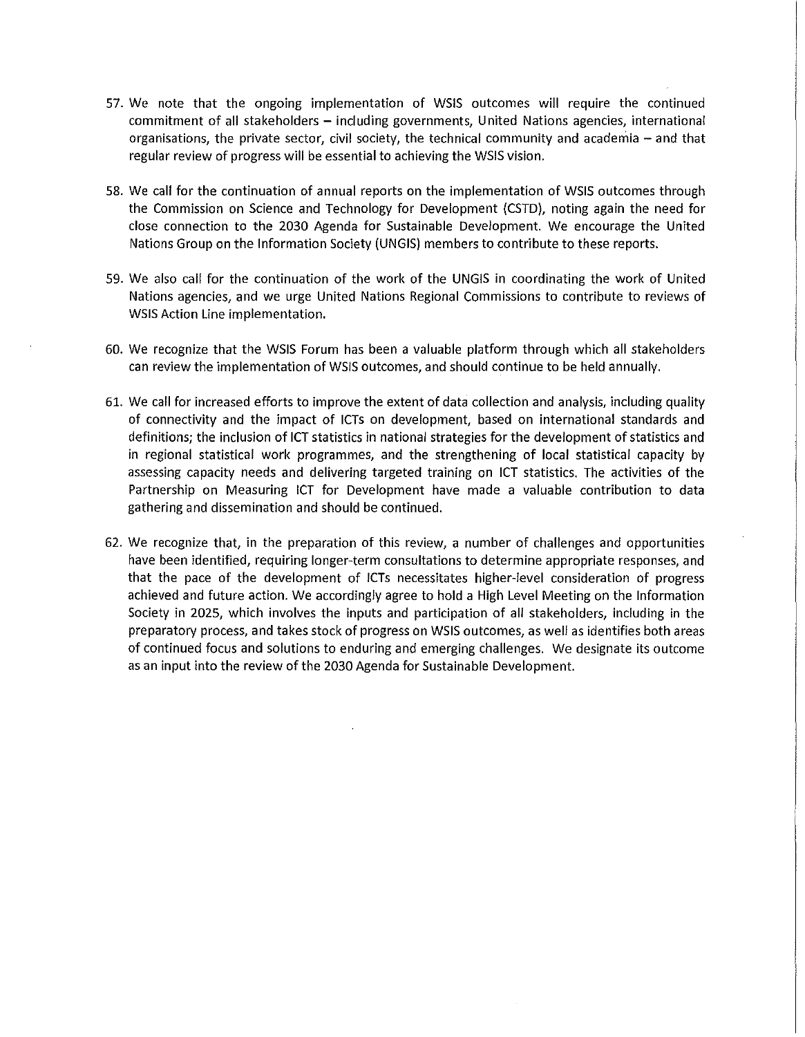57. We note that the ongoing implementation of WSIS outcomes will require the continued commitment of all stakeholders – including governments, United Nations agencies, international organisations, the private sector, civil society, the technical community and academia – and that regular review of progress will be essential to achieving the WSIS vision.

58. We call for the continuation of annual reports on the implementation of WSIS outcomes through the Commission on Science and Technology for Development (CSTD), noting again the need for close connection to the 2030 Agenda for Sustainable Development. We encourage the United Nations Group on the Information Society (UNGIS) members to contribute to these reports.

59. We also call for the continuation of the work of the UNGIS in coordinating the work of United Nations agencies, and we urge United Nations Regional Commissions to contribute to reviews of WSIS Action Line implementation.

60. We recognize that the WSIS Forum has been a valuable platform through which all stakeholders can review the implementation of WSIS outcomes, and should continue to be held annually.

61. We call for increased efforts to improve the extent of data collection and analysis, including quality of connectivity and the impact of ICTs on development, based on international standards and definitions; the inclusion of ICT statistics in national strategies for the development of statistics and in regional statistical work programmes, and the strengthening of local statistical capacity by assessing capacity needs and delivering targeted training on ICT statistics. The activities of the Partnership on Measuring ICT for Development have made a valuable contribution to data gathering and dissemination and should be continued.

62. We recognize that, in the preparation of this review, a number of challenges and opportunities have been identified, requiring longer-term consultations to determine appropriate responses, and that the pace of the development of ICTs necessitates higher-level consideration of progress achieved and future action. We accordingly agree to hold a High Level Meeting on the Information Society in 2025, which involves the inputs and participation of all stakeholders, including in the preparatory process, and takes stock of progress on WSIS outcomes, as well as identifies both areas of continued focus and solutions to enduring and emerging challenges. We designate its outcome as an input into the review of the 2030 Agenda for Sustainable Development.